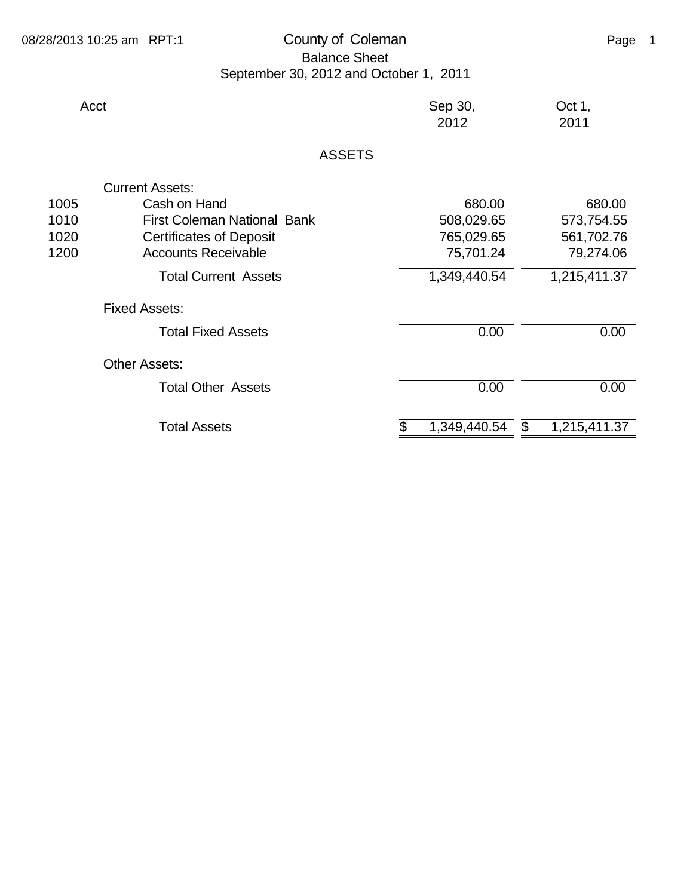# County of Coleman

## Balance Sheet

### September 30, 2012 and October 1, 2011

| Acct | | Sep 30, 2012 | Oct 1, 2011 |
|---|---|---|---|
| | **ASSETS** | | |
| | Current Assets: | | |
| 1005 | Cash on Hand | 680.00 | 680.00 |
| 1010 | First Coleman National Bank | 508,029.65 | 573,754.55 |
| 1020 | Certificates of Deposit | 765,029.65 | 561,702.76 |
| 1200 | Accounts Receivable | 75,701.24 | 79,274.06 |
| | Total Current Assets | 1,349,440.54 | 1,215,411.37 |
| | Fixed Assets: | | |
| | Total Fixed Assets | 0.00 | 0.00 |
| | Other Assets: | | |
| | Total Other Assets | 0.00 | 0.00 |
| | Total Assets | $ 1,349,440.54 | $ 1,215,411.37 |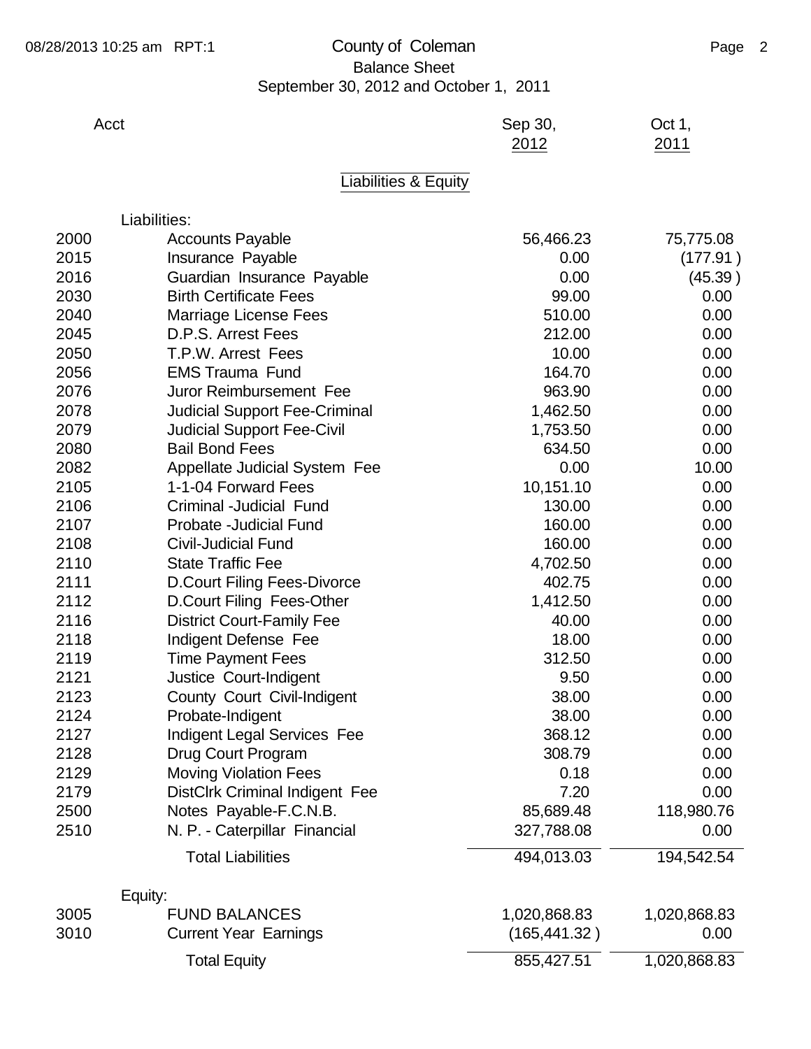# County of Coleman

## Balance Sheet

September 30, 2012 and October 1, 2011

### Liabilities & Equity

| Acct | | Sep 30, 2012 | Oct 1, 2011 |
|---|---|---|---|
| | **Liabilities:** | | |
| 2000 | Accounts Payable | 56,466.23 | 75,775.08 |
| 2015 | Insurance Payable | 0.00 | (177.91 ) |
| 2016 | Guardian Insurance Payable | 0.00 | (45.39 ) |
| 2030 | Birth Certificate Fees | 99.00 | 0.00 |
| 2040 | Marriage License Fees | 510.00 | 0.00 |
| 2045 | D.P.S. Arrest Fees | 212.00 | 0.00 |
| 2050 | T.P.W. Arrest Fees | 10.00 | 0.00 |
| 2056 | EMS Trauma Fund | 164.70 | 0.00 |
| 2076 | Juror Reimbursement Fee | 963.90 | 0.00 |
| 2078 | Judicial Support Fee-Criminal | 1,462.50 | 0.00 |
| 2079 | Judicial Support Fee-Civil | 1,753.50 | 0.00 |
| 2080 | Bail Bond Fees | 634.50 | 0.00 |
| 2082 | Appellate Judicial System Fee | 0.00 | 10.00 |
| 2105 | 1-1-04 Forward Fees | 10,151.10 | 0.00 |
| 2106 | Criminal -Judicial Fund | 130.00 | 0.00 |
| 2107 | Probate -Judicial Fund | 160.00 | 0.00 |
| 2108 | Civil-Judicial Fund | 160.00 | 0.00 |
| 2110 | State Traffic Fee | 4,702.50 | 0.00 |
| 2111 | D.Court Filing Fees-Divorce | 402.75 | 0.00 |
| 2112 | D.Court Filing Fees-Other | 1,412.50 | 0.00 |
| 2116 | District Court-Family Fee | 40.00 | 0.00 |
| 2118 | Indigent Defense Fee | 18.00 | 0.00 |
| 2119 | Time Payment Fees | 312.50 | 0.00 |
| 2121 | Justice Court-Indigent | 9.50 | 0.00 |
| 2123 | County Court Civil-Indigent | 38.00 | 0.00 |
| 2124 | Probate-Indigent | 38.00 | 0.00 |
| 2127 | Indigent Legal Services Fee | 368.12 | 0.00 |
| 2128 | Drug Court Program | 308.79 | 0.00 |
| 2129 | Moving Violation Fees | 0.18 | 0.00 |
| 2179 | DistClrk Criminal Indigent Fee | 7.20 | 0.00 |
| 2500 | Notes Payable-F.C.N.B. | 85,689.48 | 118,980.76 |
| 2510 | N. P. - Caterpillar Financial | 327,788.08 | 0.00 |
| | Total Liabilities | 494,013.03 | 194,542.54 |
| | **Equity:** | | |
| 3005 | FUND BALANCES | 1,020,868.83 | 1,020,868.83 |
| 3010 | Current Year Earnings | (165,441.32 ) | 0.00 |
| | Total Equity | 855,427.51 | 1,020,868.83 |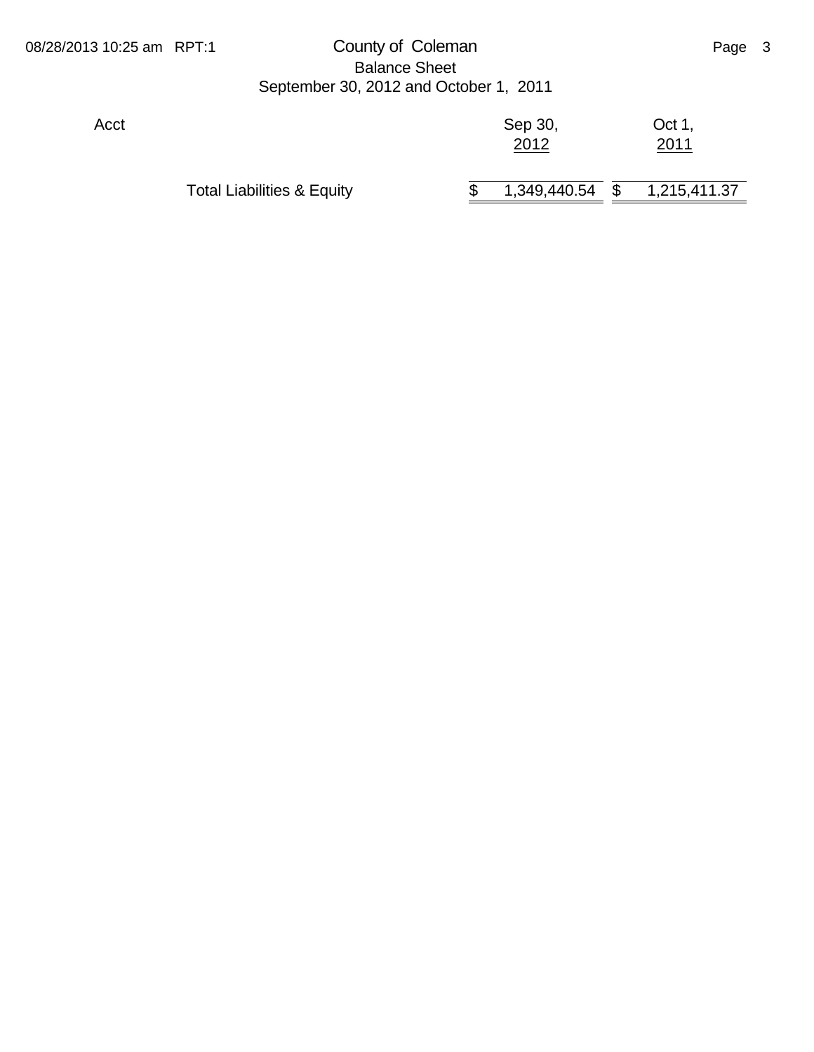# County of Coleman

## Balance Sheet

September 30, 2012 and October 1, 2011

| Acct | Sep 30, 2012 | Oct 1, 2011 |
| --- | --- | --- |
| Total Liabilities & Equity | $ 1,349,440.54 | $ 1,215,411.37 |